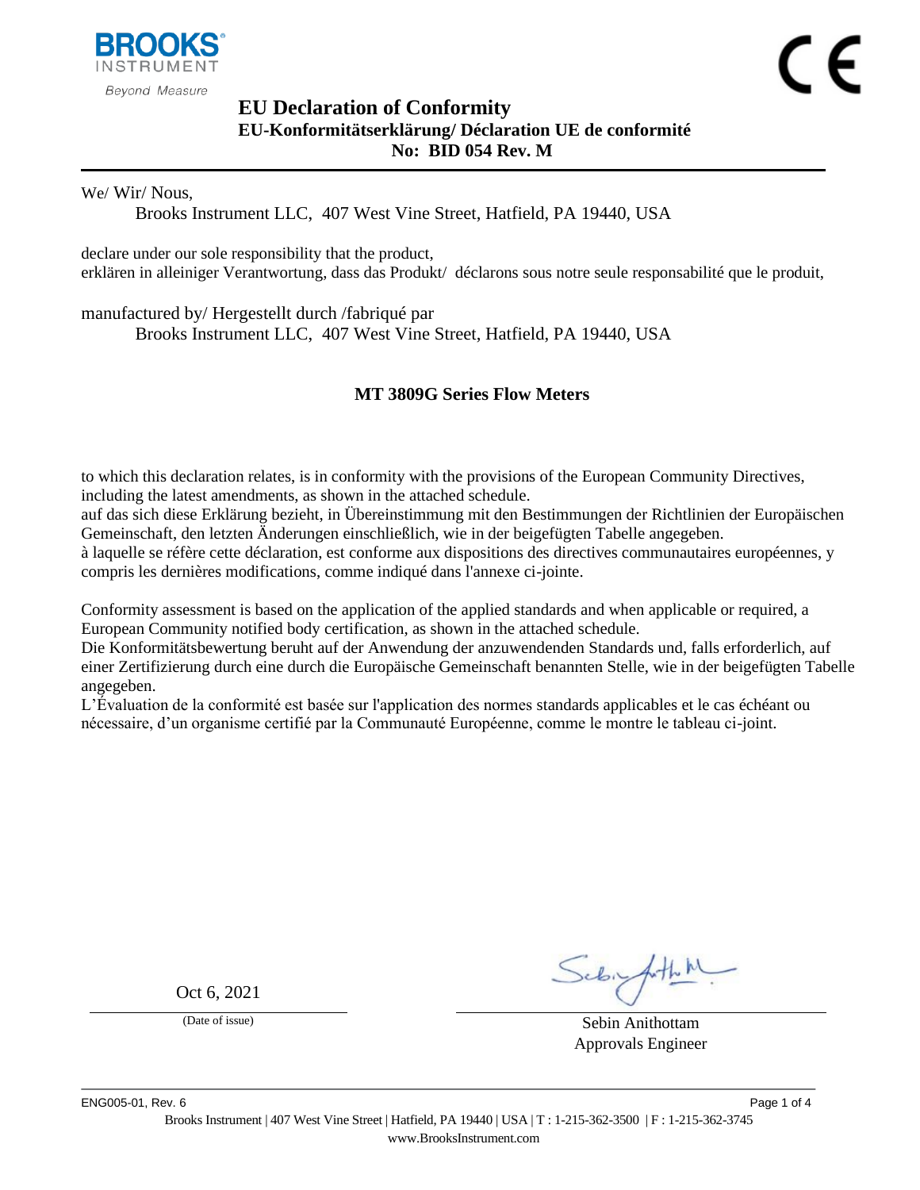# EU Declaration of Conformity

## EU-Konformitätserklärung/ Déclaration UE de conformité
## No: BID 054 Rev. M

We/ Wir/ Nous,

Brooks Instrument LLC, 407 West Vine Street, Hatfield, PA 19440, USA

declare under our sole responsibility that the product,
erklären in alleiniger Verantwortung, dass das Produkt/ déclarons sous notre seule responsabilité que le produit,

manufactured by/ Hergestellt durch /fabriqué par

Brooks Instrument LLC, 407 West Vine Street, Hatfield, PA 19440, USA

**MT 3809G Series Flow Meters**

to which this declaration relates, is in conformity with the provisions of the European Community Directives, including the latest amendments, as shown in the attached schedule.
auf das sich diese Erklärung bezieht, in Übereinstimmung mit den Bestimmungen der Richtlinien der Europäischen Gemeinschaft, den letzten Änderungen einschließlich, wie in der beigefügten Tabelle angegeben.
à laquelle se réfère cette déclaration, est conforme aux dispositions des directives communautaires européennes, y compris les dernières modifications, comme indiqué dans l'annexe ci-jointe.

Conformity assessment is based on the application of the applied standards and when applicable or required, a European Community notified body certification, as shown in the attached schedule.
Die Konformitätsbewertung beruht auf der Anwendung der anzuwendenden Standards und, falls erforderlich, auf einer Zertifizierung durch eine durch die Europäische Gemeinschaft benannten Stelle, wie in der beigefügten Tabelle angegeben.
L'Évaluation de la conformité est basée sur l'application des normes standards applicables et le cas échéant ou nécessaire, d'un organisme certifié par la Communauté Européenne, comme le montre le tableau ci-joint.

Oct 6, 2021
(Date of issue)

Sebin Anithottam
Approvals Engineer

ENG005-01, Rev. 6

Brooks Instrument | 407 West Vine Street | Hatfield, PA 19440 | USA | T : 1-215-362-3500 | F : 1-215-362-3745
www.BrooksInstrument.com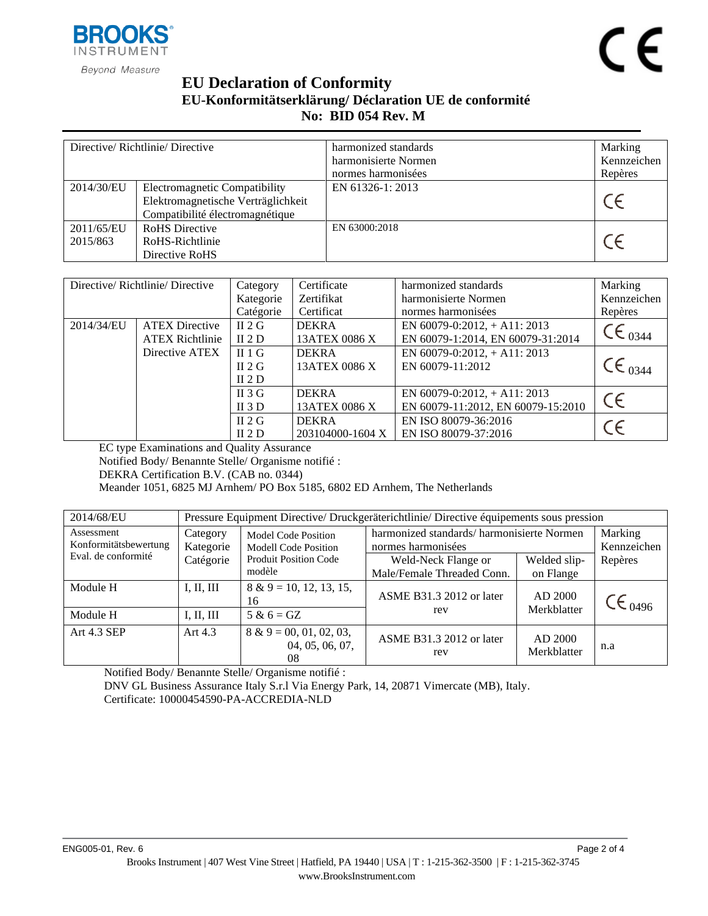# EU Declaration of Conformity

## EU-Konformitätserklärung/ Déclaration UE de conformité

## No: BID 054 Rev. M

| Directive/ Richtlinie/ Directive | | harmonized standards<br>harmonisierte Normen<br>normes harmonisées | Marking<br>Kennzeichen<br>Repères |
|---|---|---|---|
| 2014/30/EU | Electromagnetic Compatibility<br>Elektromagnetische Verträglichkeit<br>Compatibilité électromagnétique | EN 61326-1: 2013 | CE |
| 2011/65/EU<br>2015/863 | RoHS Directive<br>RoHS-Richtlinie<br>Directive RoHS | EN 63000:2018 | CE |

| Directive/ Richtlinie/ Directive | | Category<br>Kategorie<br>Catégorie | Certificate<br>Zertifikat<br>Certificat | harmonized standards<br>harmonisierte Normen<br>normes harmonisées | Marking<br>Kennzeichen<br>Repères |
|---|---|---|---|---|---|
| 2014/34/EU | ATEX Directive<br>ATEX Richtlinie<br>Directive ATEX | II 2 G<br>II 2 D | DEKRA<br>13ATEX 0086 X | EN 60079-0:2012, + A11: 2013<br>EN 60079-1:2014, EN 60079-31:2014 | CE 0344 |
| | | II 1 G<br>II 2 G<br>II 2 D | DEKRA<br>13ATEX 0086 X | EN 60079-0:2012, + A11: 2013<br>EN 60079-11:2012 | CE 0344 |
| | | II 3 G<br>II 3 D | DEKRA<br>13ATEX 0086 X | EN 60079-0:2012, + A11: 2013<br>EN 60079-11:2012, EN 60079-15:2010 | CE |
| | | II 2 G<br>II 2 D | DEKRA<br>203104000-1604 X | EN ISO 80079-36:2016<br>EN ISO 80079-37:2016 | CE |

EC type Examinations and Quality Assurance
Notified Body/ Benannte Stelle/ Organisme notifié :
DEKRA Certification B.V. (CAB no. 0344)
Meander 1051, 6825 MJ Arnhem/ PO Box 5185, 6802 ED Arnhem, The Netherlands

| 2014/68/EU | Pressure Equipment Directive/ Druckgeräterichtlinie/ Directive équipements sous pression | | | | |
|---|---|---|---|---|---|
| Assessment<br>Konformitätsbewertung<br>Eval. de conformité | Category<br>Kategorie<br>Catégorie | Model Code Position<br>Modell Code Position<br>Produit Position Code modèle | harmonized standards/ harmonisierte Normen<br>normes harmonisées | | Marking<br>Kennzeichen<br>Repères |
| | | | Weld-Neck Flange or<br>Male/Female Threaded Conn. | Welded slip-on Flange | |
| Module H | I, II, III | 8 & 9 = 10, 12, 13, 15, 16 | ASME B31.3 2012 or later rev | AD 2000 Merkblatter | CE 0496 |
| Module H | I, II, III | 5 & 6 = GZ | | | |
| Art 4.3 SEP | Art 4.3 | 8 & 9 = 00, 01, 02, 03, 04, 05, 06, 07, 08 | ASME B31.3 2012 or later rev | AD 2000 Merkblatter | n.a |

Notified Body/ Benannte Stelle/ Organisme notifié :
DNV GL Business Assurance Italy S.r.l Via Energy Park, 14, 20871 Vimercate (MB), Italy.
Certificate: 10000454590-PA-ACCREDIA-NLD

ENG005-01, Rev. 6

Brooks Instrument | 407 West Vine Street | Hatfield, PA 19440 | USA | T : 1-215-362-3500 | F : 1-215-362-3745
www.BrooksInstrument.com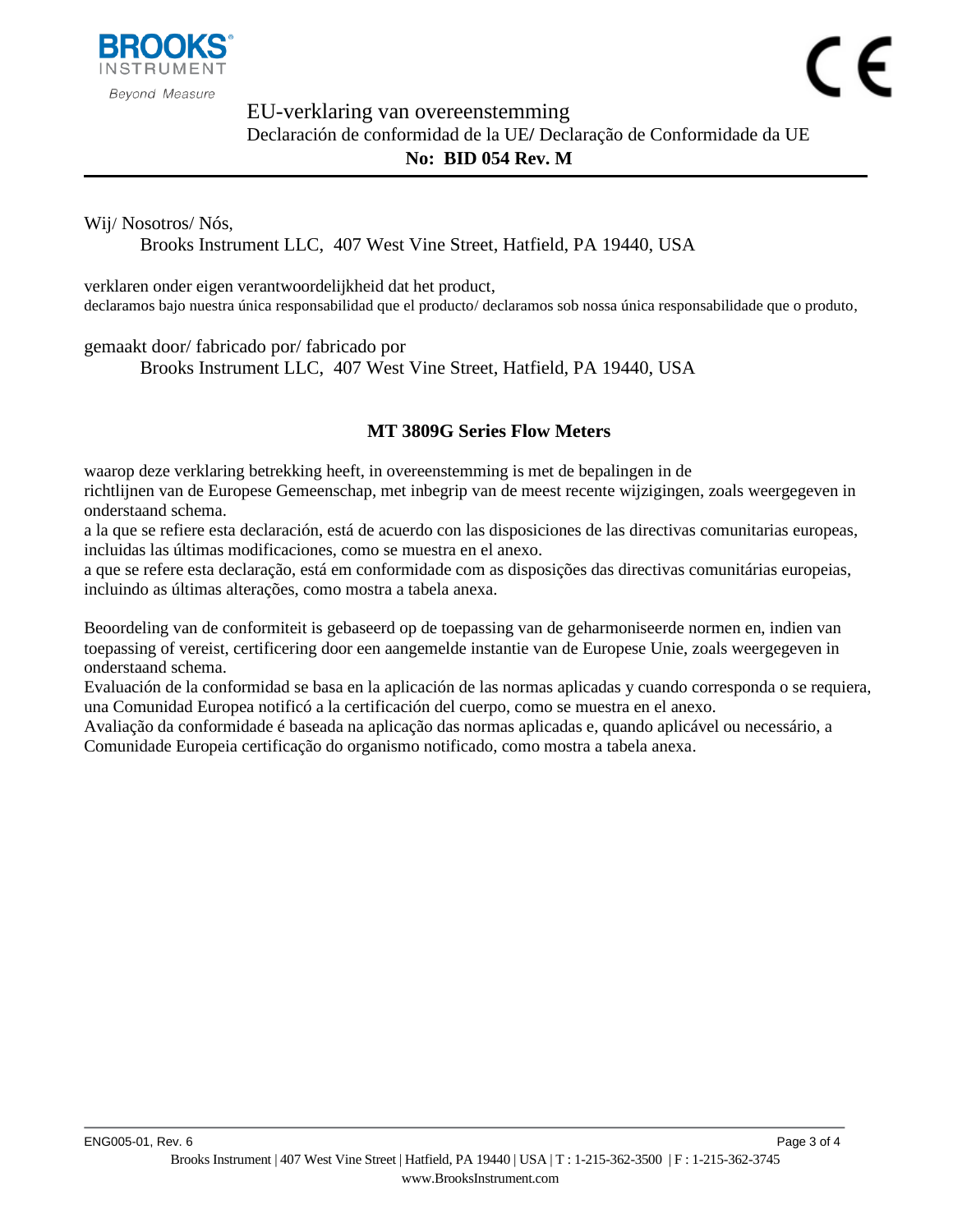# EU-verklaring van overeenstemming

Declaración de conformidad de la UE/ Declaração de Conformidade da UE

**No: BID 054 Rev. M**

Wij/ Nosotros/ Nós,

Brooks Instrument LLC, 407 West Vine Street, Hatfield, PA 19440, USA

verklaren onder eigen verantwoordelijkheid dat het product,
declaramos bajo nuestra única responsabilidad que el producto/ declaramos sob nossa única responsabilidade que o produto,

gemaakt door/ fabricado por/ fabricado por

Brooks Instrument LLC, 407 West Vine Street, Hatfield, PA 19440, USA

**MT 3809G Series Flow Meters**

waarop deze verklaring betrekking heeft, in overeenstemming is met de bepalingen in de richtlijnen van de Europese Gemeenschap, met inbegrip van de meest recente wijzigingen, zoals weergegeven in onderstaand schema.
a la que se refiere esta declaración, está de acuerdo con las disposiciones de las directivas comunitarias europeas, incluidas las últimas modificaciones, como se muestra en el anexo.
a que se refere esta declaração, está em conformidade com as disposições das directivas comunitárias europeias, incluindo as últimas alterações, como mostra a tabela anexa.

Beoordeling van de conformiteit is gebaseerd op de toepassing van de geharmoniseerde normen en, indien van toepassing of vereist, certificering door een aangemelde instantie van de Europese Unie, zoals weergegeven in onderstaand schema.
Evaluación de la conformidad se basa en la aplicación de las normas aplicadas y cuando corresponda o se requiera, una Comunidad Europea notificó a la certificación del cuerpo, como se muestra en el anexo.
Avaliação da conformidade é baseada na aplicação das normas aplicadas e, quando aplicável ou necessário, a Comunidade Europeia certificação do organismo notificado, como mostra a tabela anexa.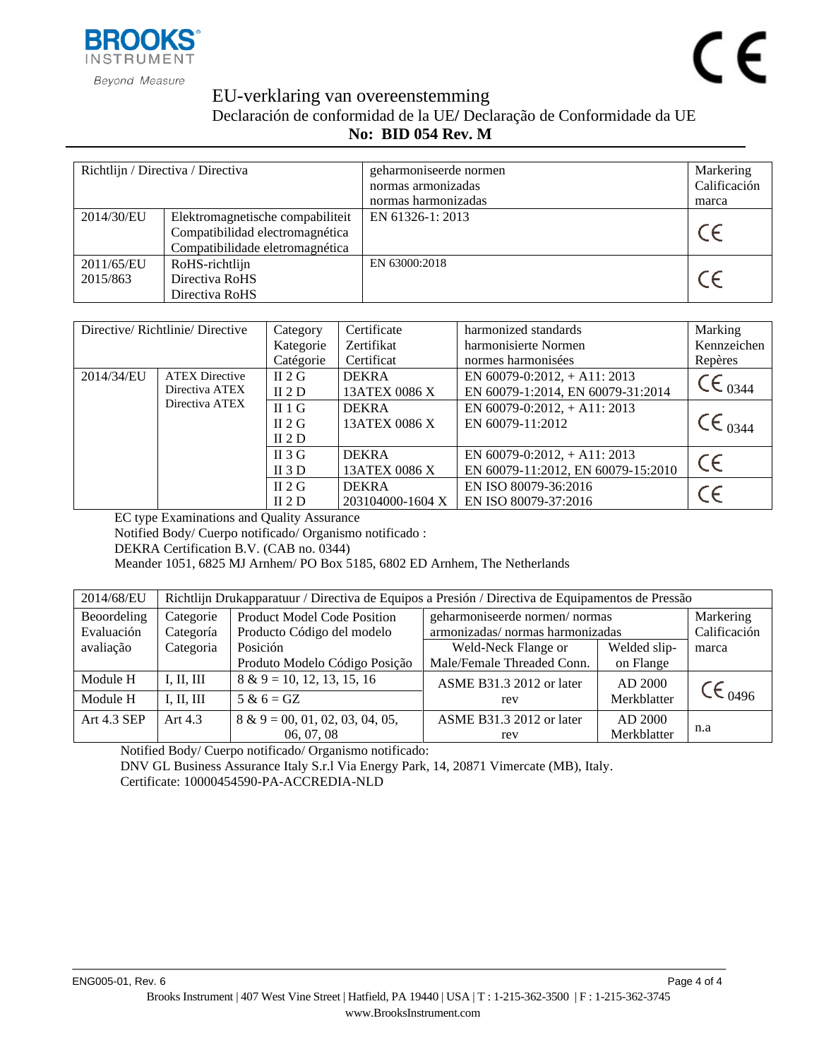# EU-verklaring van overeenstemming

## Declaración de conformidad de la UE/ Declaração de Conformidade da UE

**No: BID 054 Rev. M**

| Richtlijn / Directiva / Directiva | | geharmoniseerde normen<br>normas armonizadas<br>normas harmonizadas | Markering<br>Calificación<br>marca |
|---|---|---|---|
| 2014/30/EU | Elektromagnetische compabiliteit<br>Compatibilidad electromagnética<br>Compatibilidade eletromagnética | EN 61326-1: 2013 | CE |
| 2011/65/EU<br>2015/863 | RoHS-richtlijn<br>Directiva RoHS<br>Directiva RoHS | EN 63000:2018 | CE |

| Directive/ Richtlinie/ Directive | | Category<br>Kategorie<br>Catégorie | Certificate<br>Zertifikat<br>Certificat | harmonized standards<br>harmonisierte Normen<br>normes harmonisées | Marking<br>Kennzeichen<br>Repères |
|---|---|---|---|---|---|
| 2014/34/EU | ATEX Directive<br>Directiva ATEX<br>Directiva ATEX | II 2 G<br>II 2 D | DEKRA<br>13ATEX 0086 X | EN 60079-0:2012, + A11: 2013<br>EN 60079-1:2014, EN 60079-31:2014 | CE 0344 |
| | | II 1 G<br>II 2 G<br>II 2 D | DEKRA<br>13ATEX 0086 X | EN 60079-0:2012, + A11: 2013<br>EN 60079-11:2012 | CE 0344 |
| | | II 3 G<br>II 3 D | DEKRA<br>13ATEX 0086 X | EN 60079-0:2012, + A11: 2013<br>EN 60079-11:2012, EN 60079-15:2010 | CE |
| | | II 2 G<br>II 2 D | DEKRA<br>203104000-1604 X | EN ISO 80079-36:2016<br>EN ISO 80079-37:2016 | CE |

EC type Examinations and Quality Assurance  
Notified Body/ Cuerpo notificado/ Organismo notificado :  
DEKRA Certification B.V. (CAB no. 0344)  
Meander 1051, 6825 MJ Arnhem/ PO Box 5185, 6802 ED Arnhem, The Netherlands

| 2014/68/EU | Richtlijn Drukapparatuur / Directiva de Equipos a Presión / Directiva de Equipamentos de Pressão | | | | |
|---|---|---|---|---|---|
| Beoordeling<br>Evaluación<br>avaliação | Categorie<br>Categoría<br>Categoria | Product Model Code Position<br>Producto Código del modelo Posición<br>Produto Modelo Código Posição | geharmoniseerde normen/ normas armonizadas/ normas harmonizadas<br>Weld-Neck Flange or Male/Female Threaded Conn. | Welded slip-on Flange | Markering<br>Calificación<br>marca |
| Module H | I, II, III | 8 & 9 = 10, 12, 13, 15, 16 | ASME B31.3 2012 or later rev | AD 2000 Merkblatter | CE 0496 |
| Module H | I, II, III | 5 & 6 = GZ | | | |
| Art 4.3 SEP | Art 4.3 | 8 & 9 = 00, 01, 02, 03, 04, 05, 06, 07, 08 | ASME B31.3 2012 or later rev | AD 2000 Merkblatter | n.a |

Notified Body/ Cuerpo notificado/ Organismo notificado:  
DNV GL Business Assurance Italy S.r.l Via Energy Park, 14, 20871 Vimercate (MB), Italy.  
Certificate: 10000454590-PA-ACCREDIA-NLD

ENG005-01, Rev. 6

Brooks Instrument | 407 West Vine Street | Hatfield, PA 19440 | USA | T : 1-215-362-3500 | F : 1-215-362-3745  
www.BrooksInstrument.com